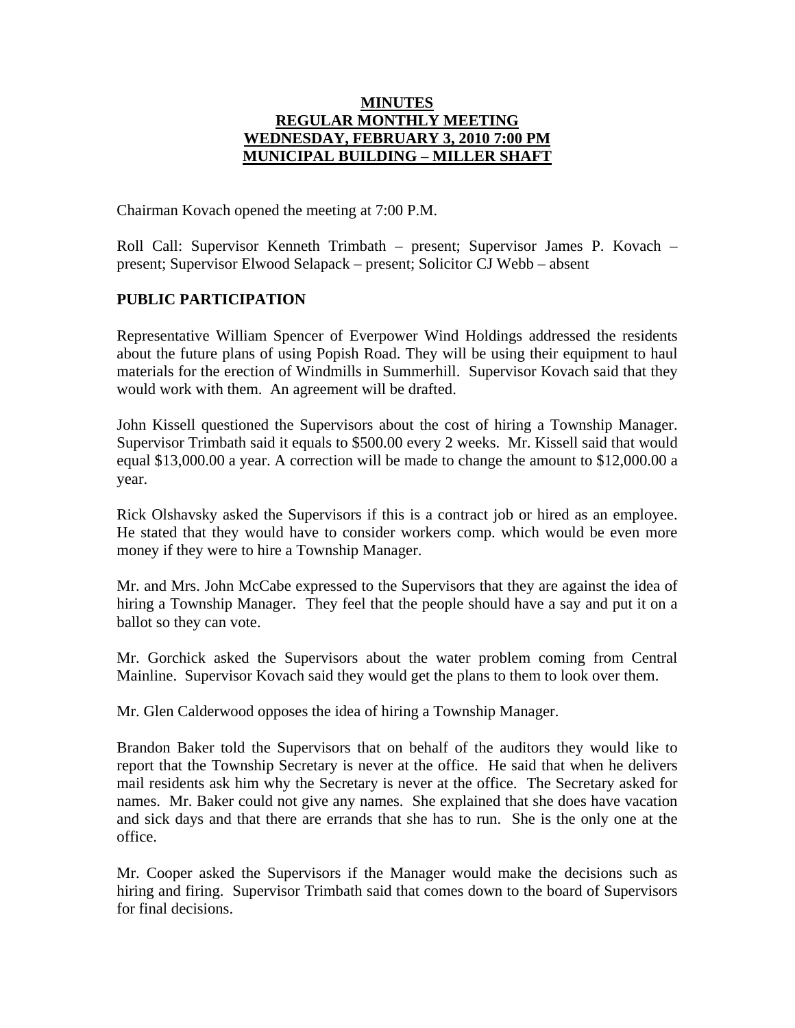# MINUTES
# REGULAR MONTHLY MEETING
# WEDNESDAY, FEBRUARY 3, 2010 7:00 PM
# MUNICIPAL BUILDING – MILLER SHAFT

Chairman Kovach opened the meeting at 7:00 P.M.

Roll Call: Supervisor Kenneth Trimbath – present; Supervisor James P. Kovach – present; Supervisor Elwood Selapack – present; Solicitor CJ Webb – absent

## PUBLIC PARTICIPATION

Representative William Spencer of Everpower Wind Holdings addressed the residents about the future plans of using Popish Road. They will be using their equipment to haul materials for the erection of Windmills in Summerhill. Supervisor Kovach said that they would work with them. An agreement will be drafted.

John Kissell questioned the Supervisors about the cost of hiring a Township Manager. Supervisor Trimbath said it equals to $500.00 every 2 weeks. Mr. Kissell said that would equal $13,000.00 a year. A correction will be made to change the amount to $12,000.00 a year.

Rick Olshavsky asked the Supervisors if this is a contract job or hired as an employee. He stated that they would have to consider workers comp. which would be even more money if they were to hire a Township Manager.

Mr. and Mrs. John McCabe expressed to the Supervisors that they are against the idea of hiring a Township Manager. They feel that the people should have a say and put it on a ballot so they can vote.

Mr. Gorchick asked the Supervisors about the water problem coming from Central Mainline. Supervisor Kovach said they would get the plans to them to look over them.

Mr. Glen Calderwood opposes the idea of hiring a Township Manager.

Brandon Baker told the Supervisors that on behalf of the auditors they would like to report that the Township Secretary is never at the office. He said that when he delivers mail residents ask him why the Secretary is never at the office. The Secretary asked for names. Mr. Baker could not give any names. She explained that she does have vacation and sick days and that there are errands that she has to run. She is the only one at the office.

Mr. Cooper asked the Supervisors if the Manager would make the decisions such as hiring and firing. Supervisor Trimbath said that comes down to the board of Supervisors for final decisions.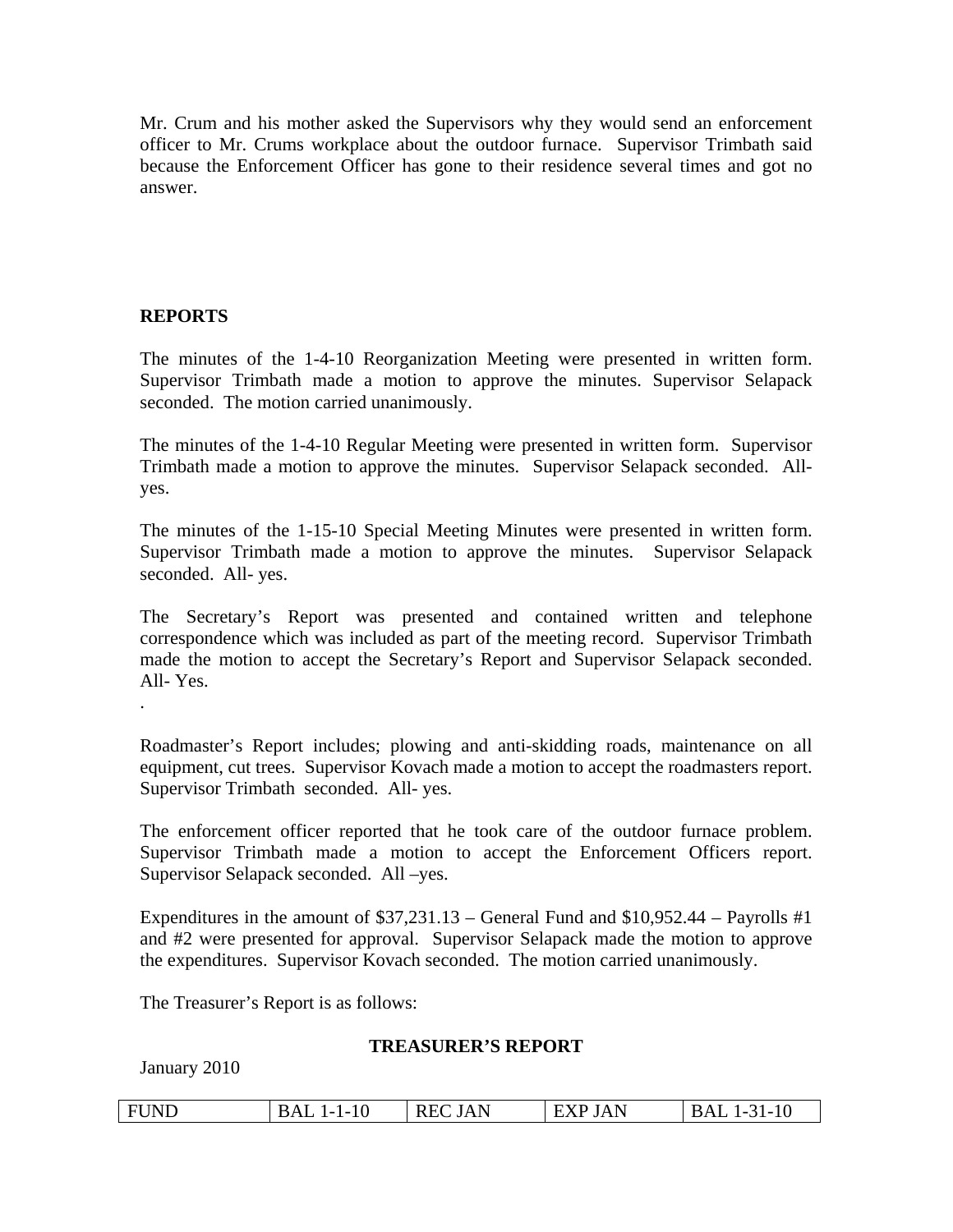Mr. Crum and his mother asked the Supervisors why they would send an enforcement officer to Mr. Crums workplace about the outdoor furnace. Supervisor Trimbath said because the Enforcement Officer has gone to their residence several times and got no answer.

## REPORTS

The minutes of the 1-4-10 Reorganization Meeting were presented in written form. Supervisor Trimbath made a motion to approve the minutes. Supervisor Selapack seconded. The motion carried unanimously.

The minutes of the 1-4-10 Regular Meeting were presented in written form. Supervisor Trimbath made a motion to approve the minutes. Supervisor Selapack seconded. All- yes.

The minutes of the 1-15-10 Special Meeting Minutes were presented in written form. Supervisor Trimbath made a motion to approve the minutes. Supervisor Selapack seconded. All- yes.

The Secretary's Report was presented and contained written and telephone correspondence which was included as part of the meeting record. Supervisor Trimbath made the motion to accept the Secretary's Report and Supervisor Selapack seconded. All- Yes.

.

Roadmaster's Report includes; plowing and anti-skidding roads, maintenance on all equipment, cut trees. Supervisor Kovach made a motion to accept the roadmasters report. Supervisor Trimbath seconded. All- yes.

The enforcement officer reported that he took care of the outdoor furnace problem. Supervisor Trimbath made a motion to accept the Enforcement Officers report. Supervisor Selapack seconded. All –yes.

Expenditures in the amount of $37,231.13 – General Fund and $10,952.44 – Payrolls #1 and #2 were presented for approval. Supervisor Selapack made the motion to approve the expenditures. Supervisor Kovach seconded. The motion carried unanimously.

The Treasurer's Report is as follows:

### TREASURER'S REPORT

January 2010

| FUND | BAL 1-1-10 | REC JAN | EXP JAN | BAL 1-31-10 |
|---|---|---|---|---|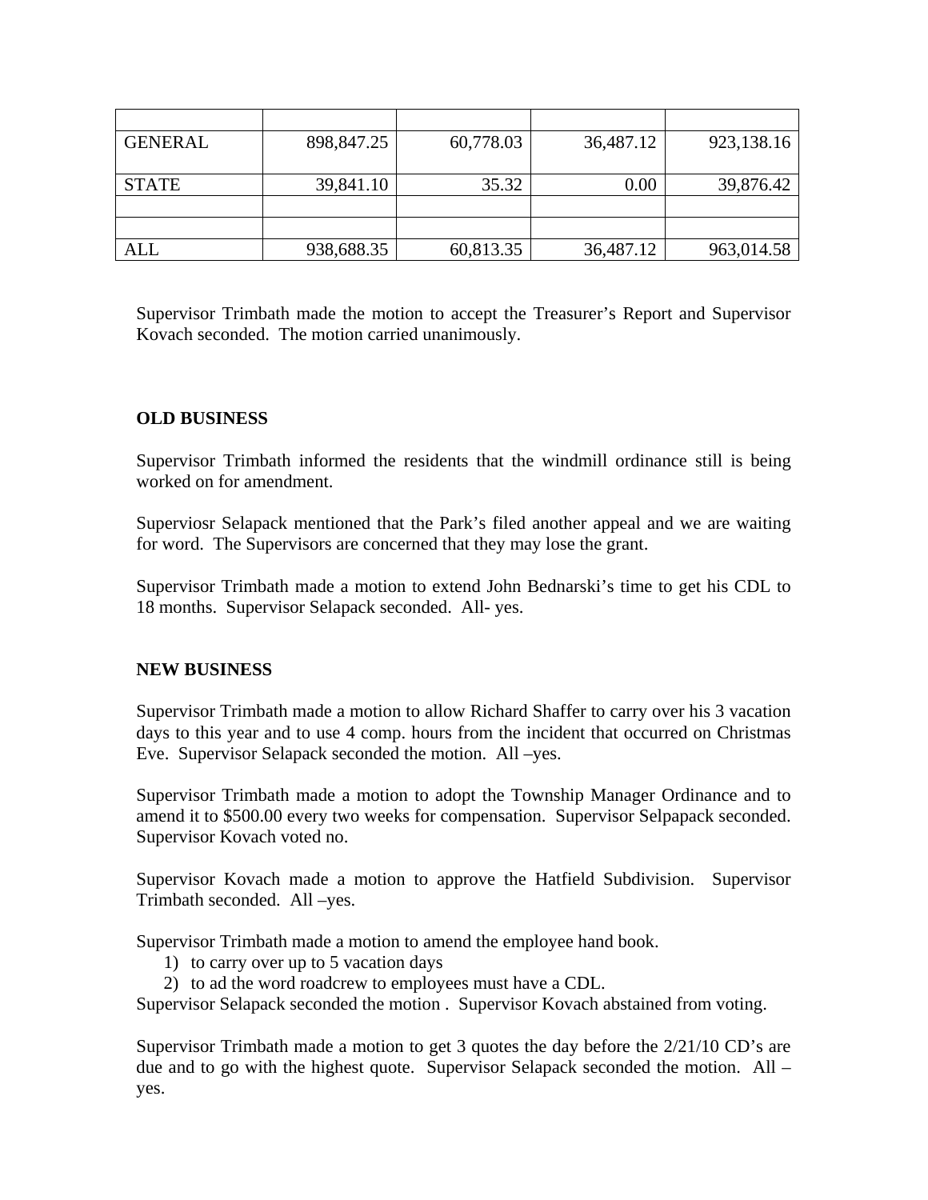| | | | | |
|---|---|---|---|---|
| | | | | |
| GENERAL | 898,847.25 | 60,778.03 | 36,487.12 | 923,138.16 |
| STATE | 39,841.10 | 35.32 | 0.00 | 39,876.42 |
| | | | | |
| | | | | |
| ALL | 938,688.35 | 60,813.35 | 36,487.12 | 963,014.58 |

Supervisor Trimbath made the motion to accept the Treasurer's Report and Supervisor Kovach seconded. The motion carried unanimously.

**OLD BUSINESS**

Supervisor Trimbath informed the residents that the windmill ordinance still is being worked on for amendment.

Superviosr Selapack mentioned that the Park's filed another appeal and we are waiting for word. The Supervisors are concerned that they may lose the grant.

Supervisor Trimbath made a motion to extend John Bednarski's time to get his CDL to 18 months. Supervisor Selapack seconded. All- yes.

**NEW BUSINESS**

Supervisor Trimbath made a motion to allow Richard Shaffer to carry over his 3 vacation days to this year and to use 4 comp. hours from the incident that occurred on Christmas Eve. Supervisor Selapack seconded the motion. All –yes.

Supervisor Trimbath made a motion to adopt the Township Manager Ordinance and to amend it to $500.00 every two weeks for compensation. Supervisor Selpapack seconded. Supervisor Kovach voted no.

Supervisor Kovach made a motion to approve the Hatfield Subdivision. Supervisor Trimbath seconded. All –yes.

Supervisor Trimbath made a motion to amend the employee hand book.

1) to carry over up to 5 vacation days
2) to ad the word roadcrew to employees must have a CDL.

Supervisor Selapack seconded the motion . Supervisor Kovach abstained from voting.

Supervisor Trimbath made a motion to get 3 quotes the day before the 2/21/10 CD's are due and to go with the highest quote. Supervisor Selapack seconded the motion. All – yes.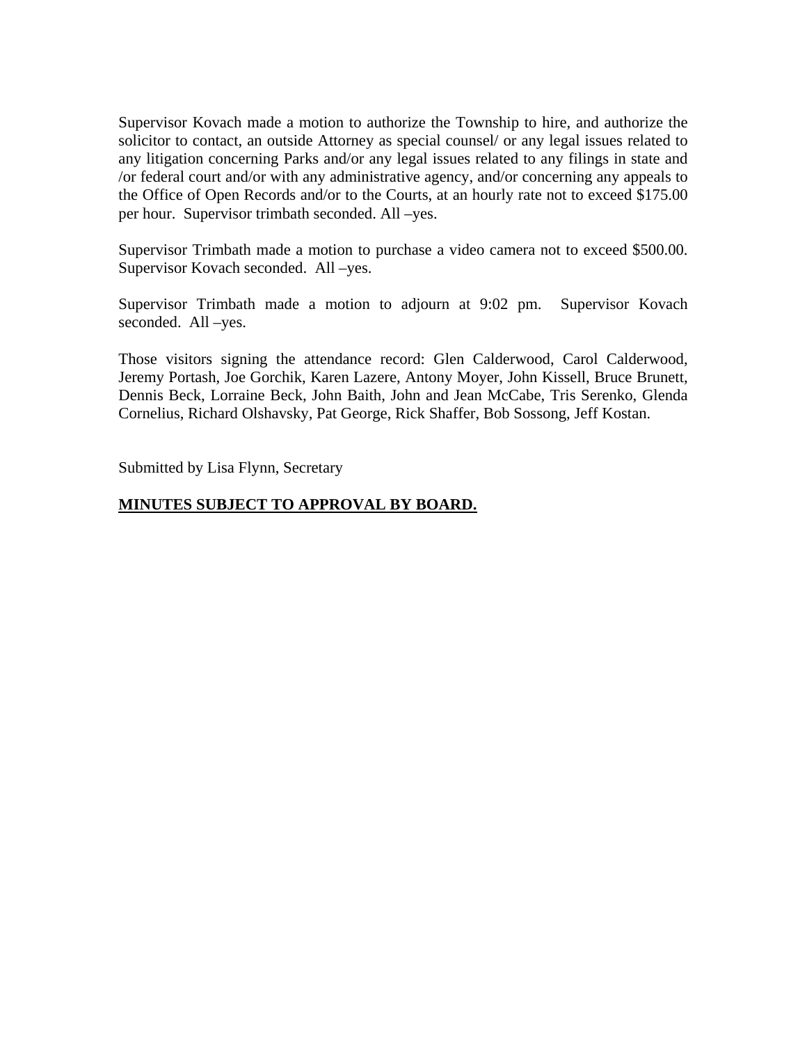Supervisor Kovach made a motion to authorize the Township to hire, and authorize the solicitor to contact, an outside Attorney as special counsel/ or any legal issues related to any litigation concerning Parks and/or any legal issues related to any filings in state and /or federal court and/or with any administrative agency, and/or concerning any appeals to the Office of Open Records and/or to the Courts, at an hourly rate not to exceed $175.00 per hour. Supervisor trimbath seconded. All –yes.

Supervisor Trimbath made a motion to purchase a video camera not to exceed $500.00. Supervisor Kovach seconded. All –yes.

Supervisor Trimbath made a motion to adjourn at 9:02 pm. Supervisor Kovach seconded. All –yes.

Those visitors signing the attendance record: Glen Calderwood, Carol Calderwood, Jeremy Portash, Joe Gorchik, Karen Lazere, Antony Moyer, John Kissell, Bruce Brunett, Dennis Beck, Lorraine Beck, John Baith, John and Jean McCabe, Tris Serenko, Glenda Cornelius, Richard Olshavsky, Pat George, Rick Shaffer, Bob Sossong, Jeff Kostan.

Submitted by Lisa Flynn, Secretary

**MINUTES SUBJECT TO APPROVAL BY BOARD.**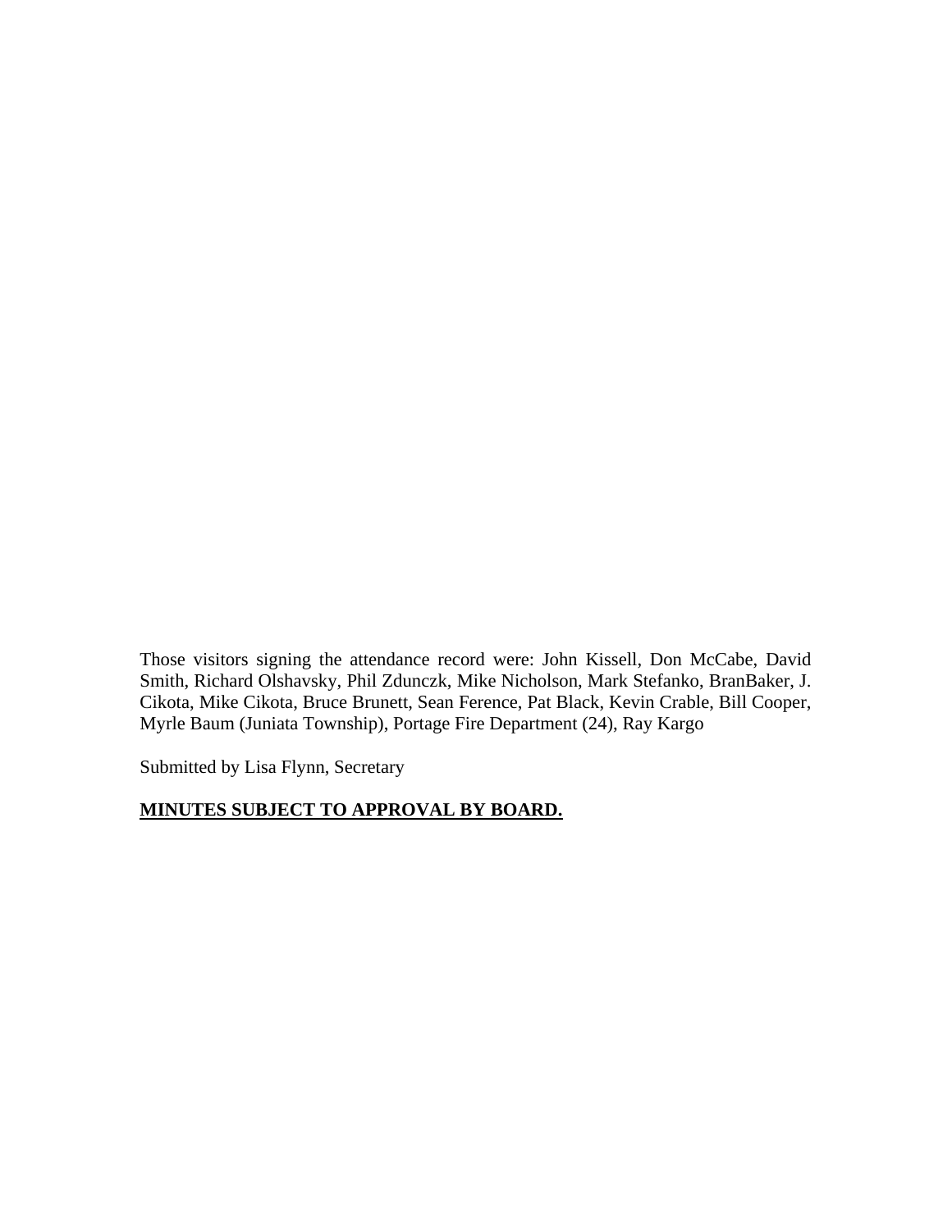Those visitors signing the attendance record were: John Kissell, Don McCabe, David Smith, Richard Olshavsky, Phil Zdunczk, Mike Nicholson, Mark Stefanko, BranBaker, J. Cikota, Mike Cikota, Bruce Brunett, Sean Ference, Pat Black, Kevin Crable, Bill Cooper, Myrle Baum (Juniata Township), Portage Fire Department (24), Ray Kargo

Submitted by Lisa Flynn, Secretary

**MINUTES SUBJECT TO APPROVAL BY BOARD.**